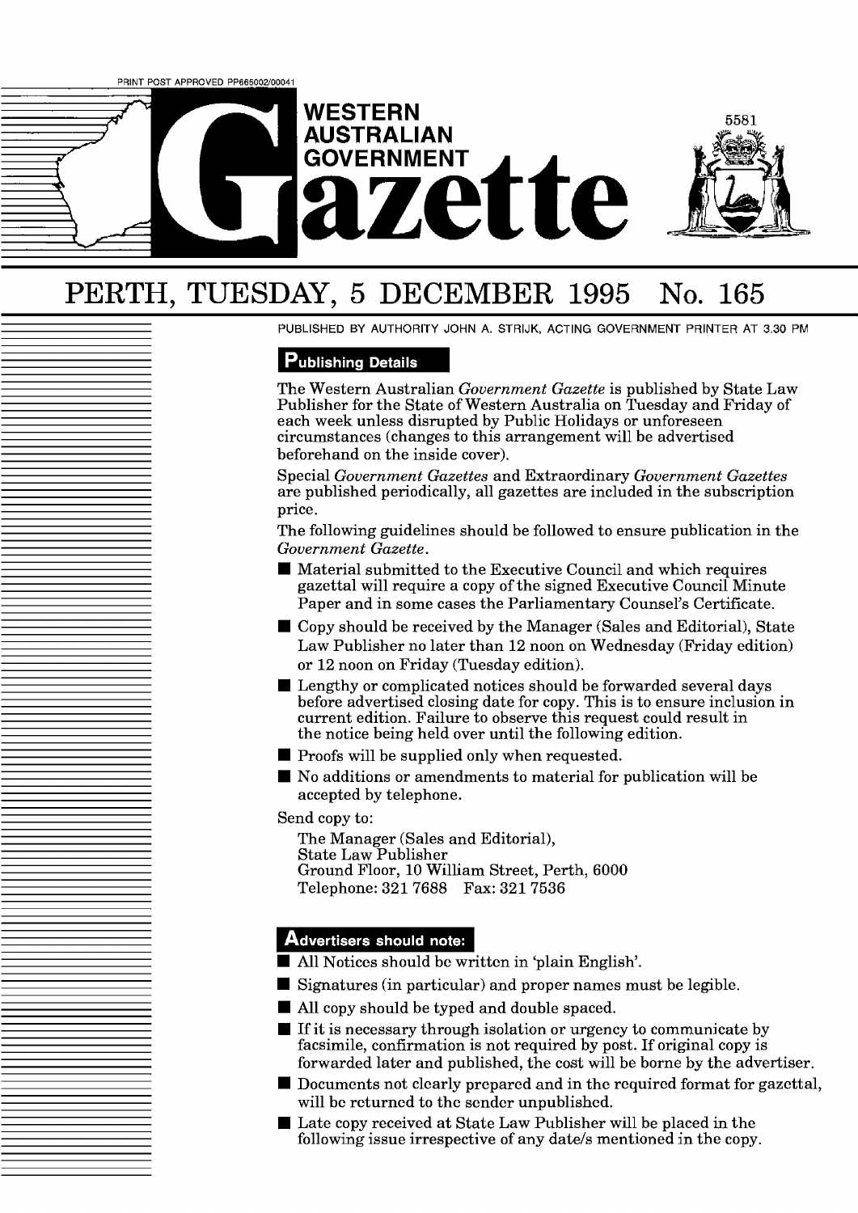PRINT POST APPROVED PP665002/00041

# WESTERN AUSTRALIAN GOVERNMENT Gazette

5581

## PERTH, TUESDAY, 5 DECEMBER 1995 No. 165

PUBLISHED BY AUTHORITY JOHN A. STRIJK, ACTING GOVERNMENT PRINTER AT 3.30 PM

### Publishing Details

The Western Australian *Government Gazette* is published by State Law Publisher for the State of Western Australia on Tuesday and Friday of each week unless disrupted by Public Holidays or unforeseen circumstances (changes to this arrangement will be advertised beforehand on the inside cover).

Special *Government Gazettes* and Extraordinary *Government Gazettes* are published periodically, all gazettes are included in the subscription price.

The following guidelines should be followed to ensure publication in the *Government Gazette*.

- Material submitted to the Executive Council and which requires gazettal will require a copy of the signed Executive Council Minute Paper and in some cases the Parliamentary Counsel's Certificate.
- Copy should be received by the Manager (Sales and Editorial), State Law Publisher no later than 12 noon on Wednesday (Friday edition) or 12 noon on Friday (Tuesday edition).
- Lengthy or complicated notices should be forwarded several days before advertised closing date for copy. This is to ensure inclusion in current edition. Failure to observe this request could result in the notice being held over until the following edition.
- Proofs will be supplied only when requested.
- No additions or amendments to material for publication will be accepted by telephone.

Send copy to:

The Manager (Sales and Editorial),
State Law Publisher
Ground Floor, 10 William Street, Perth, 6000
Telephone: 321 7688 Fax: 321 7536

### Advertisers should note:

- All Notices should be written in 'plain English'.
- Signatures (in particular) and proper names must be legible.
- All copy should be typed and double spaced.
- If it is necessary through isolation or urgency to communicate by facsimile, confirmation is not required by post. If original copy is forwarded later and published, the cost will be borne by the advertiser.
- Documents not clearly prepared and in the required format for gazettal, will be returned to the sender unpublished.
- Late copy received at State Law Publisher will be placed in the following issue irrespective of any date/s mentioned in the copy.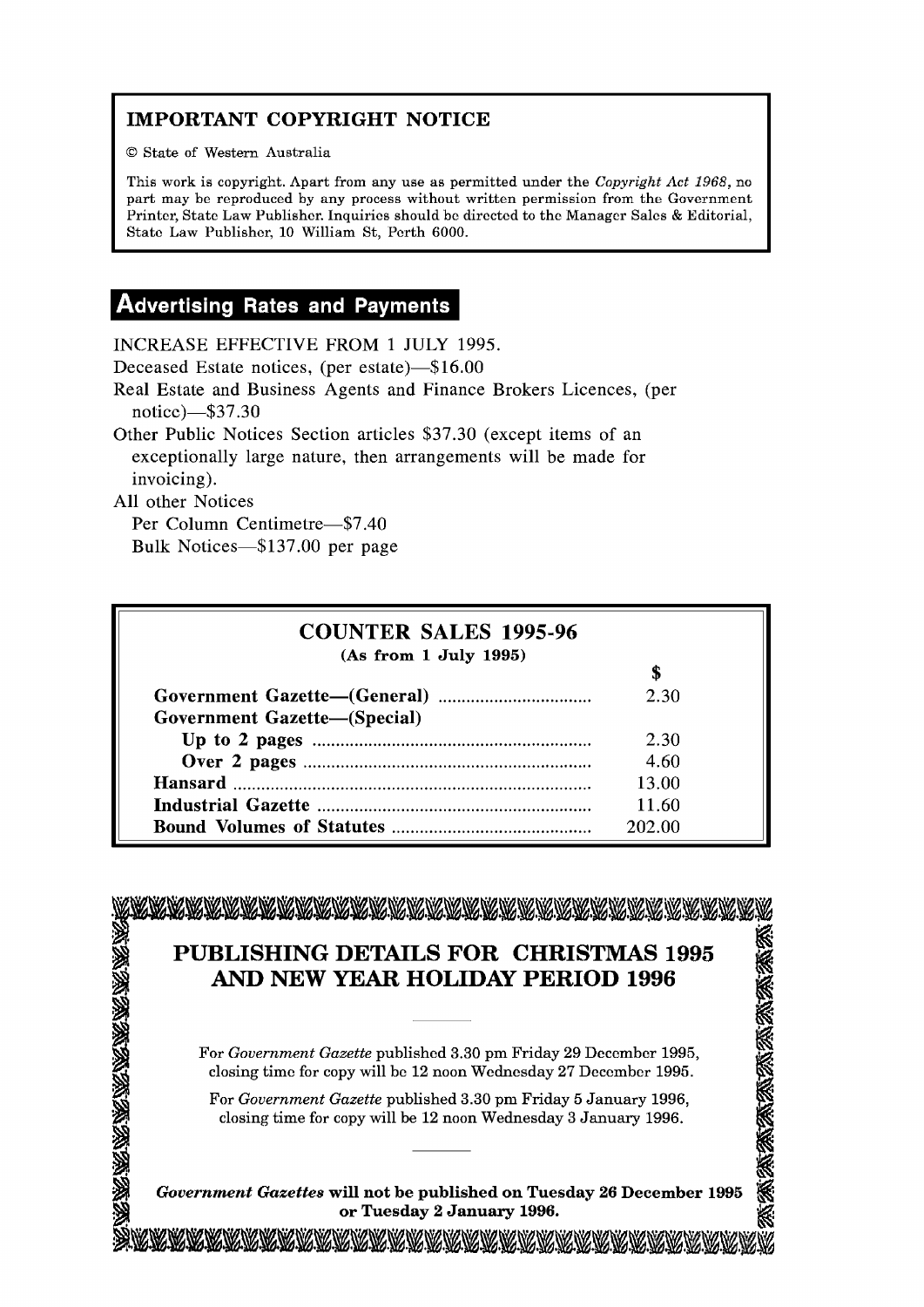## IMPORTANT COPYRIGHT NOTICE

© State of Western Australia

This work is copyright. Apart from any use as permitted under the *Copyright Act 1968*, no part may be reproduced by any process without written permission from the Government Printer, State Law Publisher. Inquiries should be directed to the Manager Sales & Editorial, State Law Publisher, 10 William St, Perth 6000.

## Advertising Rates and Payments

INCREASE EFFECTIVE FROM 1 JULY 1995.

Deceased Estate notices, (per estate)—$16.00

Real Estate and Business Agents and Finance Brokers Licences, (per notice)—$37.30

Other Public Notices Section articles $37.30 (except items of an exceptionally large nature, then arrangements will be made for invoicing).

All other Notices

Per Column Centimetre—$7.40

Bulk Notices—$137.00 per page

## COUNTER SALES 1995-96

**(As from 1 July 1995)**

| | $ |
|---|---|
| **Government Gazette—(General)** | 2.30 |
| **Government Gazette—(Special)** | |
| **Up to 2 pages** | 2.30 |
| **Over 2 pages** | 4.60 |
| **Hansard** | 13.00 |
| **Industrial Gazette** | 11.60 |
| **Bound Volumes of Statutes** | 202.00 |

## PUBLISHING DETAILS FOR CHRISTMAS 1995 AND NEW YEAR HOLIDAY PERIOD 1996

For *Government Gazette* published 3.30 pm Friday 29 December 1995, closing time for copy will be 12 noon Wednesday 27 December 1995.

For *Government Gazette* published 3.30 pm Friday 5 January 1996, closing time for copy will be 12 noon Wednesday 3 January 1996.

***Government Gazettes* will not be published on Tuesday 26 December 1995 or Tuesday 2 January 1996.**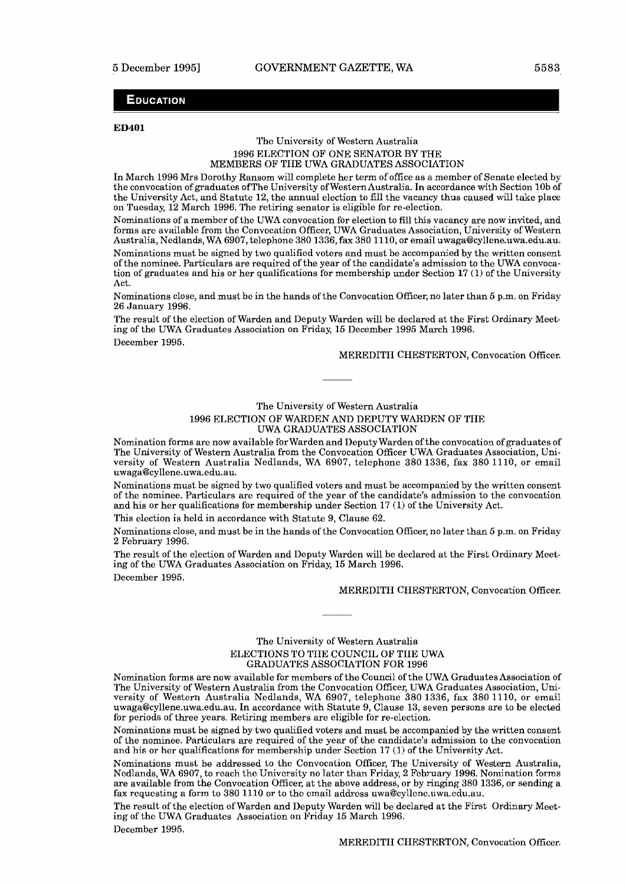## EDUCATION

**ED401**

The University of Western Australia
1996 ELECTION OF ONE SENATOR BY THE
MEMBERS OF THE UWA GRADUATES ASSOCIATION

In March 1996 Mrs Dorothy Ransom will complete her term of office as a member of Senate elected by the convocation of graduates ofThe University of Western Australia. In accordance with Section 10b of the University Act, and Statute 12, the annual election to fill the vacancy thus caused will take place on Tuesday, 12 March 1996. The retiring senator is eligible for re-election.

Nominations of a member of the UWA convocation for election to fill this vacancy are now invited, and forms are available from the Convocation Officer, UWA Graduates Association, University of Western Australia, Nedlands, WA 6907, telephone 380 1336, fax 380 1110, or email uwaga@cyllene.uwa.edu.au.

Nominations must be signed by two qualified voters and must be accompanied by the written consent of the nominee. Particulars are required of the year of the candidate's admission to the UWA convocation of graduates and his or her qualifications for membership under Section 17 (1) of the University Act.

Nominations close, and must be in the hands of the Convocation Officer, no later than 5 p.m. on Friday 26 January 1996.

The result of the election of Warden and Deputy Warden will be declared at the First Ordinary Meeting of the UWA Graduates Association on Friday, 15 December 1995 March 1996.

December 1995.

MEREDITH CHESTERTON, Convocation Officer.

---

The University of Western Australia
1996 ELECTION OF WARDEN AND DEPUTY WARDEN OF THE
UWA GRADUATES ASSOCIATION

Nomination forms are now available for Warden and Deputy Warden of the convocation of graduates of The University of Western Australia from the Convocation Officer UWA Graduates Association, University of Western Australia Nedlands, WA 6907, telephone 380 1336, fax 380 1110, or email uwaga@cyllene.uwa.edu.au.

Nominations must be signed by two qualified voters and must be accompanied by the written consent of the nominee. Particulars are required of the year of the candidate's admission to the convocation and his or her qualifications for membership under Section 17 (1) of the University Act.

This election is held in accordance with Statute 9, Clause 62.

Nominations close, and must be in the hands of the Convocation Officer, no later than 5 p.m. on Friday 2 February 1996.

The result of the election of Warden and Deputy Warden will be declared at the First Ordinary Meeting of the UWA Graduates Association on Friday, 15 March 1996.

December 1995.

MEREDITH CHESTERTON, Convocation Officer.

---

The University of Western Australia
ELECTIONS TO THE COUNCIL OF THE UWA
GRADUATES ASSOCIATION FOR 1996

Nomination forms are now available for members of the Council of the UWA Graduates Association of The University of Western Australia from the Convocation Officer, UWA Graduates Association, University of Western Australia Nedlands, WA 6907, telephone 380 1336, fax 380 1110, or email uwaga@cyllene.uwa.edu.au. In accordance with Statute 9, Clause 13, seven persons are to be elected for periods of three years. Retiring members are eligible for re-election.

Nominations must be signed by two qualified voters and must be accompanied by the written consent of the nominee. Particulars are required of the year of the candidate's admission to the convocation and his or her qualifications for membership under Section 17 (1) of the University Act.

Nominations must be addressed to the Convocation Officer, The University of Western Australia, Nedlands, WA 6907, to reach the University no later than Friday, 2 February 1996. Nomination forms are available from the Convocation Officer, at the above address, or by ringing 380 1336, or sending a fax requesting a form to 380 1110 or to the email address uwa@cyllene.uwa.edu.au.

The result of the election of Warden and Deputy Warden will be declared at the First Ordinary Meeting of the UWA Graduates Association on Friday 15 March 1996.

December 1995.

MEREDITH CHESTERTON, Convocation Officer.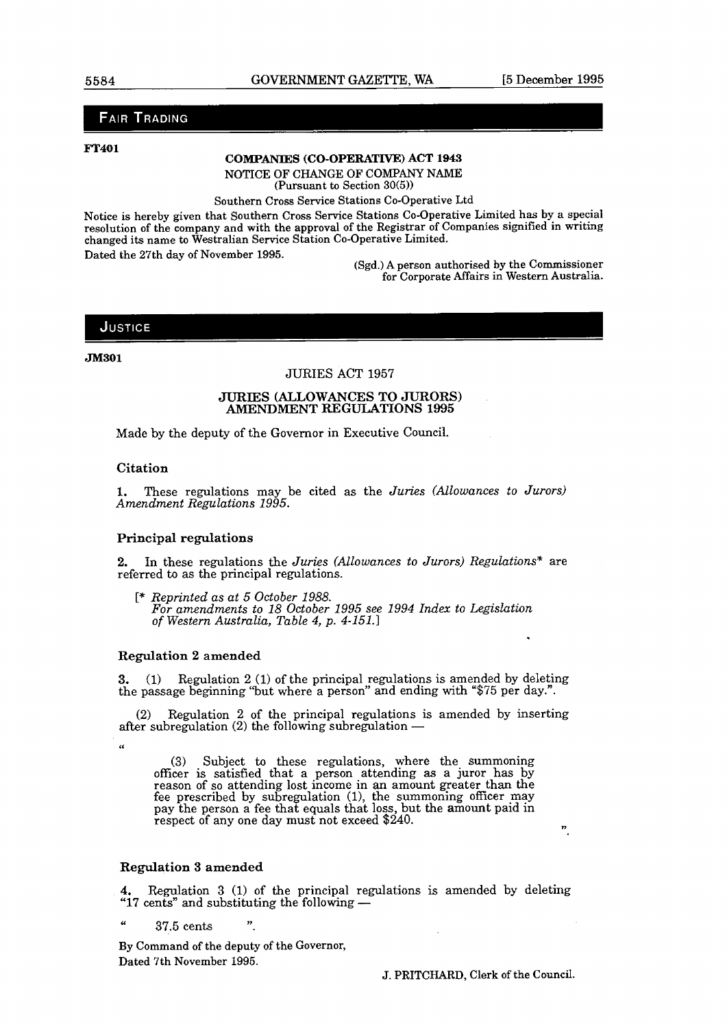## FAIR TRADING

**FT401**

**COMPANIES (CO-OPERATIVE) ACT 1943**

NOTICE OF CHANGE OF COMPANY NAME
(Pursuant to Section 30(5))

Southern Cross Service Stations Co-Operative Ltd

Notice is hereby given that Southern Cross Service Stations Co-Operative Limited has by a special resolution of the company and with the approval of the Registrar of Companies signified in writing changed its name to Westralian Service Station Co-Operative Limited.

Dated the 27th day of November 1995.

(Sgd.) A person authorised by the Commissioner for Corporate Affairs in Western Australia.

## JUSTICE

**JM301**

JURIES ACT 1957

**JURIES (ALLOWANCES TO JURORS) AMENDMENT REGULATIONS 1995**

Made by the deputy of the Governor in Executive Council.

### Citation

**1.** These regulations may be cited as the *Juries (Allowances to Jurors) Amendment Regulations 1995*.

### Principal regulations

**2.** In these regulations the *Juries (Allowances to Jurors) Regulations*\* are referred to as the principal regulations.

[\* *Reprinted as at 5 October 1988.*
*For amendments to 18 October 1995 see 1994 Index to Legislation of Western Australia, Table 4, p. 4-151.*]

### Regulation 2 amended

**3.** (1) Regulation 2 (1) of the principal regulations is amended by deleting the passage beginning "but where a person" and ending with "$75 per day.".

(2) Regulation 2 of the principal regulations is amended by inserting after subregulation (2) the following subregulation —

"

> (3) Subject to these regulations, where the summoning officer is satisfied that a person attending as a juror has by reason of so attending lost income in an amount greater than the fee prescribed by subregulation (1), the summoning officer may pay the person a fee that equals that loss, but the amount paid in respect of any one day must not exceed $240.

".

### Regulation 3 amended

**4.** Regulation 3 (1) of the principal regulations is amended by deleting "17 cents" and substituting the following —

" 37.5 cents ".

By Command of the deputy of the Governor,
Dated 7th November 1995.

J. PRITCHARD, Clerk of the Council.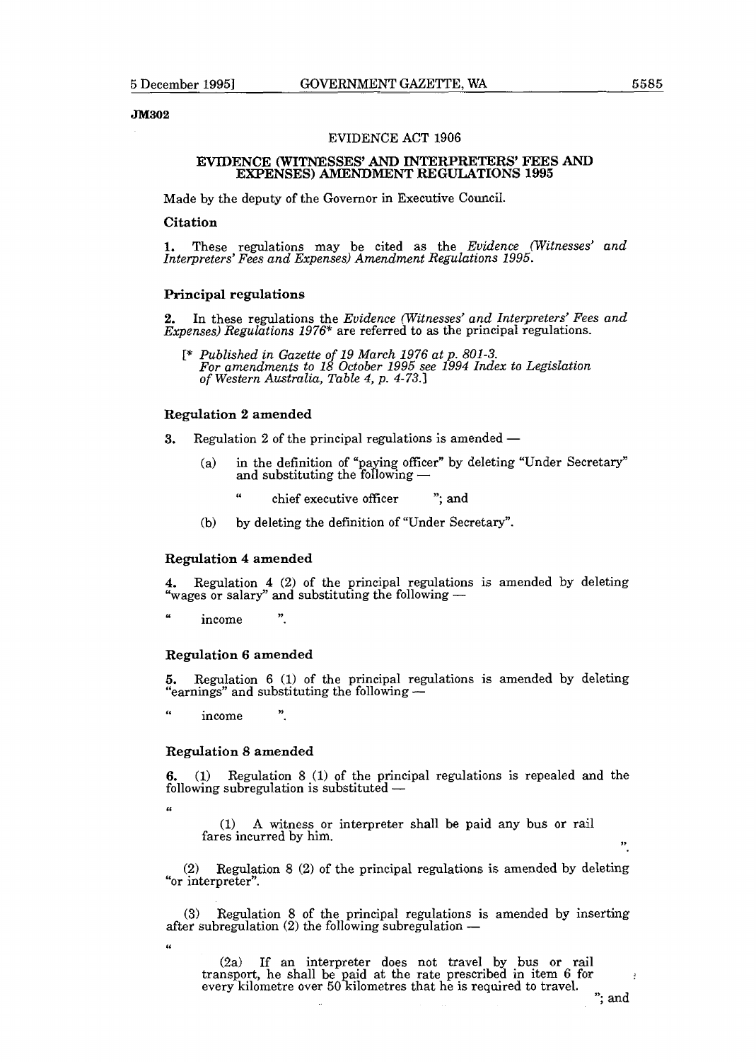**JM302**

EVIDENCE ACT 1906

## EVIDENCE (WITNESSES' AND INTERPRETERS' FEES AND EXPENSES) AMENDMENT REGULATIONS 1995

Made by the deputy of the Governor in Executive Council.

### Citation

**1.** These regulations may be cited as the *Evidence (Witnesses' and Interpreters' Fees and Expenses) Amendment Regulations 1995*.

### Principal regulations

**2.** In these regulations the *Evidence (Witnesses' and Interpreters' Fees and Expenses) Regulations 1976*\* are referred to as the principal regulations.

[\* *Published in Gazette of 19 March 1976 at p. 801-3. For amendments to 18 October 1995 see 1994 Index to Legislation of Western Australia, Table 4, p. 4-73.*]

### Regulation 2 amended

**3.** Regulation 2 of the principal regulations is amended —

(a) in the definition of "paying officer" by deleting "Under Secretary" and substituting the following —

" chief executive officer "; and

(b) by deleting the definition of "Under Secretary".

### Regulation 4 amended

**4.** Regulation 4 (2) of the principal regulations is amended by deleting "wages or salary" and substituting the following —

" income ".

### Regulation 6 amended

**5.** Regulation 6 (1) of the principal regulations is amended by deleting "earnings" and substituting the following —

" income ".

### Regulation 8 amended

**6.** (1) Regulation 8 (1) of the principal regulations is repealed and the following subregulation is substituted —

"

(1) A witness or interpreter shall be paid any bus or rail fares incurred by him.

".

(2) Regulation 8 (2) of the principal regulations is amended by deleting "or interpreter".

(3) Regulation 8 of the principal regulations is amended by inserting after subregulation (2) the following subregulation —

"

(2a) If an interpreter does not travel by bus or rail transport, he shall be paid at the rate prescribed in item 6 for every kilometre over 50 kilometres that he is required to travel.

"; and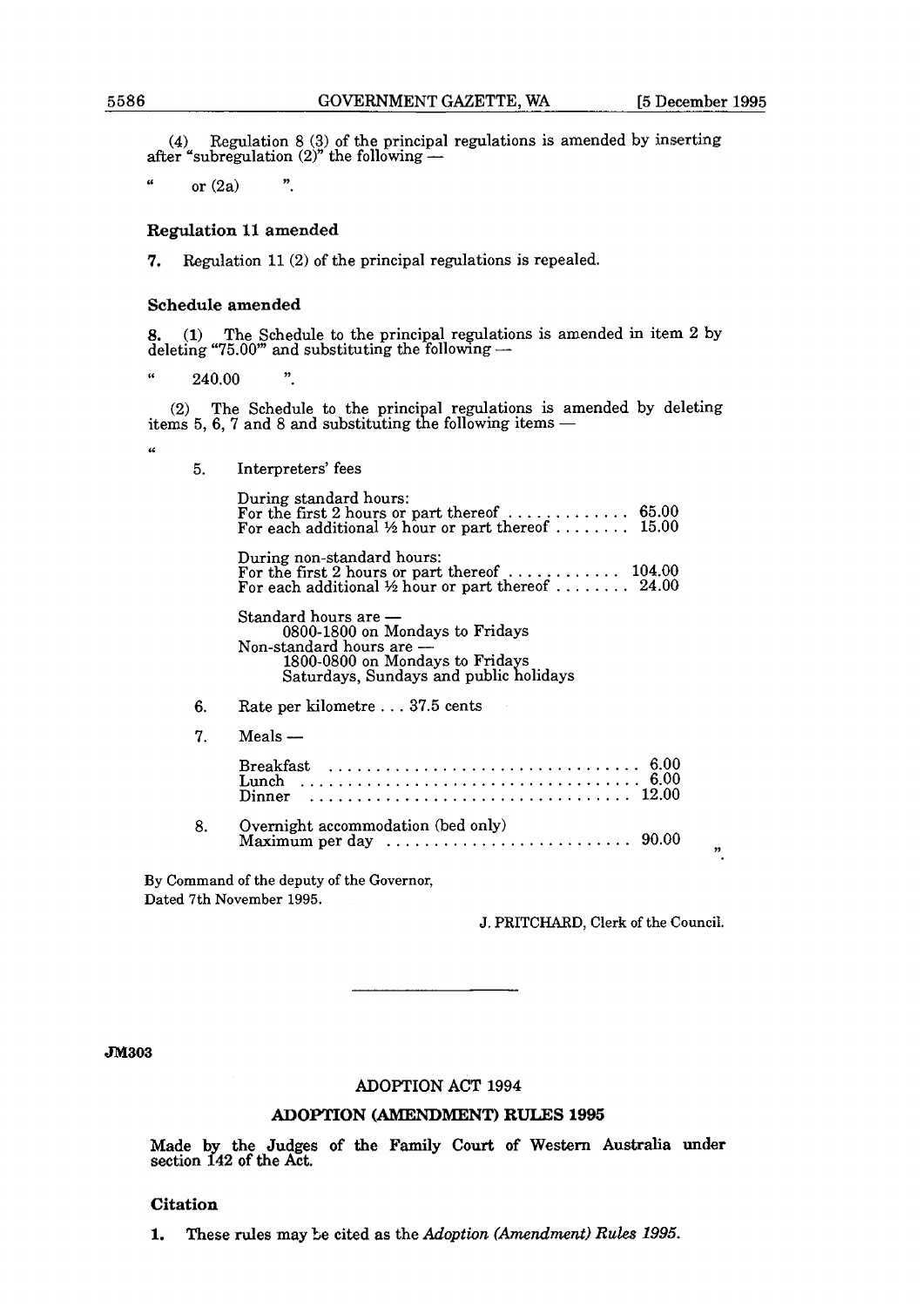(4) Regulation 8 (3) of the principal regulations is amended by inserting after "subregulation (2)" the following —

" or (2a) ".

### Regulation 11 amended

**7.** Regulation 11 (2) of the principal regulations is repealed.

### Schedule amended

**8.** (1) The Schedule to the principal regulations is amended in item 2 by deleting "75.00'" and substituting the following —

" 240.00 ".

(2) The Schedule to the principal regulations is amended by deleting items 5, 6, 7 and 8 and substituting the following items —

"

5. Interpreters' fees

During standard hours:
For the first 2 hours or part thereof . . . . . . . . . . . . . 65.00
For each additional ½ hour or part thereof . . . . . . . . 15.00

During non-standard hours:
For the first 2 hours or part thereof . . . . . . . . . . . . 104.00
For each additional ½ hour or part thereof . . . . . . . . 24.00

Standard hours are —
0800-1800 on Mondays to Fridays
Non-standard hours are —
1800-0800 on Mondays to Fridays
Saturdays, Sundays and public holidays

6. Rate per kilometre . . . 37.5 cents

7. Meals —

Breakfast . . . . . . . . . . . . . . . . . . . . . . . . . . . . . . . . 6.00
Lunch . . . . . . . . . . . . . . . . . . . . . . . . . . . . . . . . . . 6.00
Dinner . . . . . . . . . . . . . . . . . . . . . . . . . . . . . . . . . 12.00

8. Overnight accommodation (bed only)
Maximum per day . . . . . . . . . . . . . . . . . . . . . . . . . 90.00

".

By Command of the deputy of the Governor,
Dated 7th November 1995.

J. PRITCHARD, Clerk of the Council.

---

**JM303**

## ADOPTION ACT 1994

## ADOPTION (AMENDMENT) RULES 1995

Made by the Judges of the Family Court of Western Australia under section 142 of the Act.

### Citation

**1.** These rules may be cited as the *Adoption (Amendment) Rules 1995*.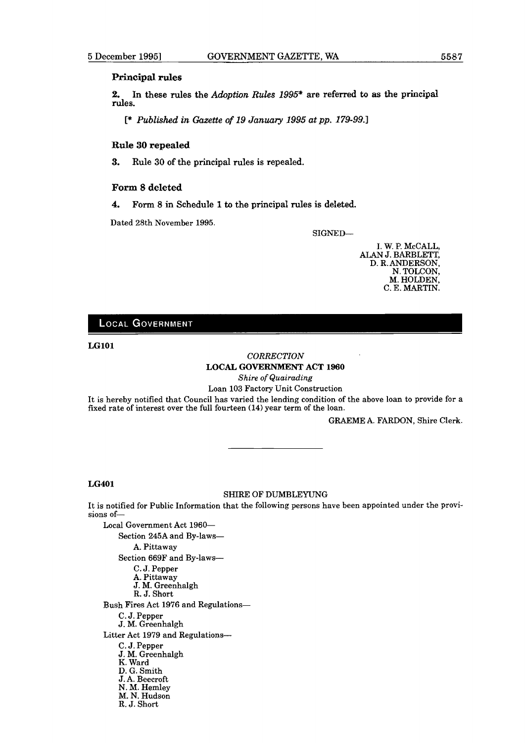### Principal rules

**2.** In these rules the *Adoption Rules 1995** are referred to as the principal rules.

[* *Published in Gazette of 19 January 1995 at pp. 179-99.*]

### Rule 30 repealed

**3.** Rule 30 of the principal rules is repealed.

### Form 8 deleted

**4.** Form 8 in Schedule 1 to the principal rules is deleted.

Dated 28th November 1995.

SIGNED—

I. W. P. McCALL,
ALAN J. BARBLETT,
D. R. ANDERSON,
N. TOLCON,
M. HOLDEN,
C. E. MARTIN.

## LOCAL GOVERNMENT

**LG101**

*CORRECTION*

**LOCAL GOVERNMENT ACT 1960**

*Shire of Quairading*

Loan 103 Factory Unit Construction

It is hereby notified that Council has varied the lending condition of the above loan to provide for a fixed rate of interest over the full fourteen (14) year term of the loan.

GRAEME A. FARDON, Shire Clerk.

---

**LG401**

SHIRE OF DUMBLEYUNG

It is notified for Public Information that the following persons have been appointed under the provisions of—

Local Government Act 1960—

- Section 245A and By-laws—
  - A. Pittaway
- Section 669F and By-laws—
  - C. J. Pepper
  - A. Pittaway
  - J. M. Greenhalgh
  - R. J. Short

Bush Fires Act 1976 and Regulations—

- C. J. Pepper
- J. M. Greenhalgh

Litter Act 1979 and Regulations—

- C. J. Pepper
- J. M. Greenhalgh
- K. Ward
- D. G. Smith
- J. A. Beecroft
- N. M. Hemley
- M. N. Hudson
- R. J. Short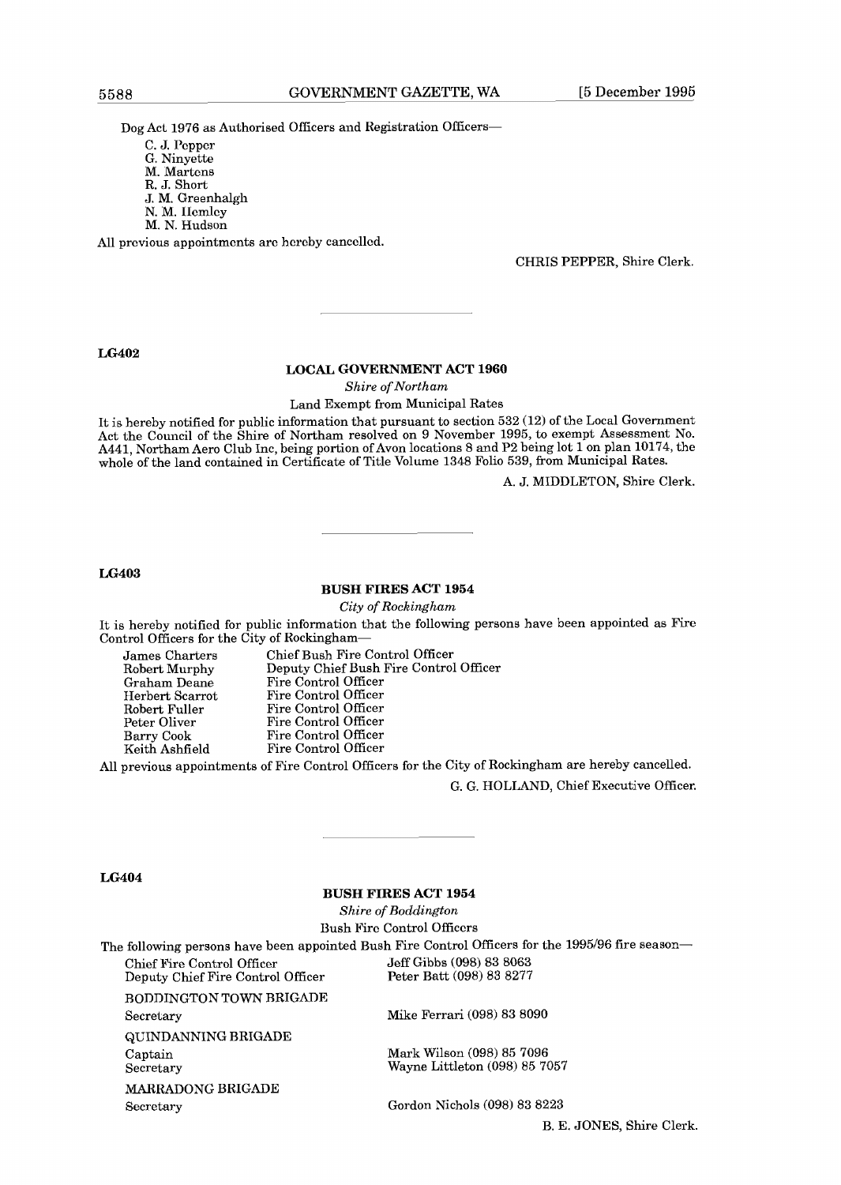Dog Act 1976 as Authorised Officers and Registration Officers—

C. J. Pepper
G. Ninyette
M. Martens
R. J. Short
J. M. Greenhalgh
N. M. Hemley
M. N. Hudson

All previous appointments are hereby cancelled.

CHRIS PEPPER, Shire Clerk.

---

**LG402**

## LOCAL GOVERNMENT ACT 1960

*Shire of Northam*

Land Exempt from Municipal Rates

It is hereby notified for public information that pursuant to section 532 (12) of the Local Government Act the Council of the Shire of Northam resolved on 9 November 1995, to exempt Assessment No. A441, Northam Aero Club Inc, being portion of Avon locations 8 and P2 being lot 1 on plan 10174, the whole of the land contained in Certificate of Title Volume 1348 Folio 539, from Municipal Rates.

A. J. MIDDLETON, Shire Clerk.

---

**LG403**

## BUSH FIRES ACT 1954

*City of Rockingham*

It is hereby notified for public information that the following persons have been appointed as Fire Control Officers for the City of Rockingham—

| | |
|---|---|
| James Charters | Chief Bush Fire Control Officer |
| Robert Murphy | Deputy Chief Bush Fire Control Officer |
| Graham Deane | Fire Control Officer |
| Herbert Scarrot | Fire Control Officer |
| Robert Fuller | Fire Control Officer |
| Peter Oliver | Fire Control Officer |
| Barry Cook | Fire Control Officer |
| Keith Ashfield | Fire Control Officer |

All previous appointments of Fire Control Officers for the City of Rockingham are hereby cancelled.

G. G. HOLLAND, Chief Executive Officer.

---

**LG404**

## BUSH FIRES ACT 1954

*Shire of Boddington*

Bush Fire Control Officers

The following persons have been appointed Bush Fire Control Officers for the 1995/96 fire season—

| | |
|---|---|
| Chief Fire Control Officer | Jeff Gibbs (098) 83 8063 |
| Deputy Chief Fire Control Officer | Peter Batt (098) 83 8277 |
| BODDINGTON TOWN BRIGADE | |
| Secretary | Mike Ferrari (098) 83 8090 |
| QUINDANNING BRIGADE | |
| Captain | Mark Wilson (098) 85 7096 |
| Secretary | Wayne Littleton (098) 85 7057 |
| MARRADONG BRIGADE | |
| Secretary | Gordon Nichols (098) 83 8223 |

B. E. JONES, Shire Clerk.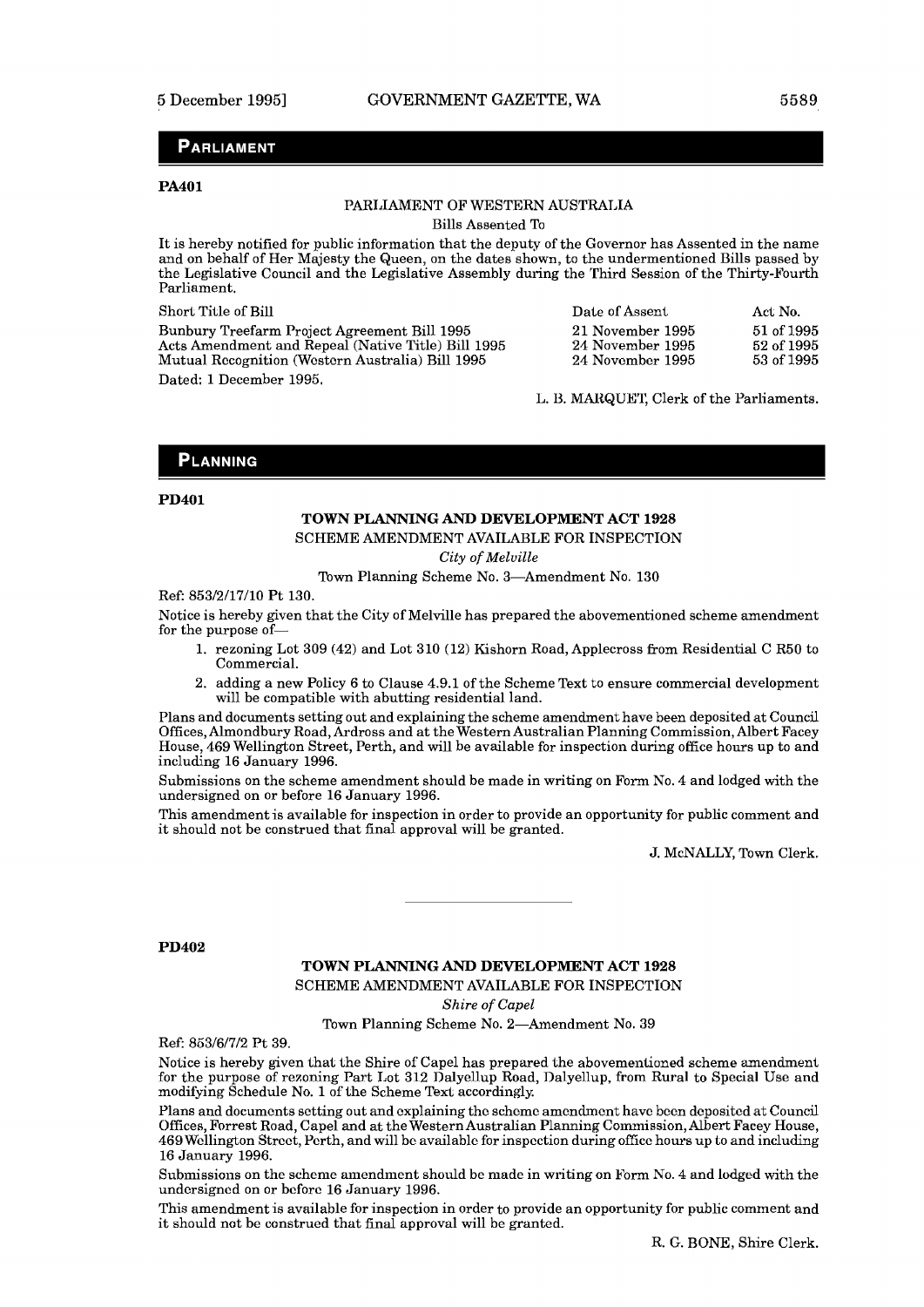## PARLIAMENT

**PA401**

PARLIAMENT OF WESTERN AUSTRALIA

Bills Assented To

It is hereby notified for public information that the deputy of the Governor has Assented in the name and on behalf of Her Majesty the Queen, on the dates shown, to the undermentioned Bills passed by the Legislative Council and the Legislative Assembly during the Third Session of the Thirty-Fourth Parliament.

| Short Title of Bill | Date of Assent | Act No. |
| --- | --- | --- |
| Bunbury Treefarm Project Agreement Bill 1995 | 21 November 1995 | 51 of 1995 |
| Acts Amendment and Repeal (Native Title) Bill 1995 | 24 November 1995 | 52 of 1995 |
| Mutual Recognition (Western Australia) Bill 1995 | 24 November 1995 | 53 of 1995 |

Dated: 1 December 1995.

L. B. MARQUET, Clerk of the Parliaments.

## PLANNING

**PD401**

**TOWN PLANNING AND DEVELOPMENT ACT 1928**

SCHEME AMENDMENT AVAILABLE FOR INSPECTION

*City of Melville*

Town Planning Scheme No. 3—Amendment No. 130

Ref: 853/2/17/10 Pt 130.

Notice is hereby given that the City of Melville has prepared the abovementioned scheme amendment for the purpose of—

1. rezoning Lot 309 (42) and Lot 310 (12) Kishorn Road, Applecross from Residential C R50 to Commercial.
2. adding a new Policy 6 to Clause 4.9.1 of the Scheme Text to ensure commercial development will be compatible with abutting residential land.

Plans and documents setting out and explaining the scheme amendment have been deposited at Council Offices, Almondbury Road, Ardross and at the Western Australian Planning Commission, Albert Facey House, 469 Wellington Street, Perth, and will be available for inspection during office hours up to and including 16 January 1996.

Submissions on the scheme amendment should be made in writing on Form No. 4 and lodged with the undersigned on or before 16 January 1996.

This amendment is available for inspection in order to provide an opportunity for public comment and it should not be construed that final approval will be granted.

J. McNALLY, Town Clerk.

---

**PD402**

**TOWN PLANNING AND DEVELOPMENT ACT 1928**

SCHEME AMENDMENT AVAILABLE FOR INSPECTION

*Shire of Capel*

Town Planning Scheme No. 2—Amendment No. 39

Ref: 853/6/7/2 Pt 39.

Notice is hereby given that the Shire of Capel has prepared the abovementioned scheme amendment for the purpose of rezoning Part Lot 312 Dalyellup Road, Dalyellup, from Rural to Special Use and modifying Schedule No. 1 of the Scheme Text accordingly.

Plans and documents setting out and explaining the scheme amendment have been deposited at Council Offices, Forrest Road, Capel and at the Western Australian Planning Commission, Albert Facey House, 469 Wellington Street, Perth, and will be available for inspection during office hours up to and including 16 January 1996.

Submissions on the scheme amendment should be made in writing on Form No. 4 and lodged with the undersigned on or before 16 January 1996.

This amendment is available for inspection in order to provide an opportunity for public comment and it should not be construed that final approval will be granted.

R. G. BONE, Shire Clerk.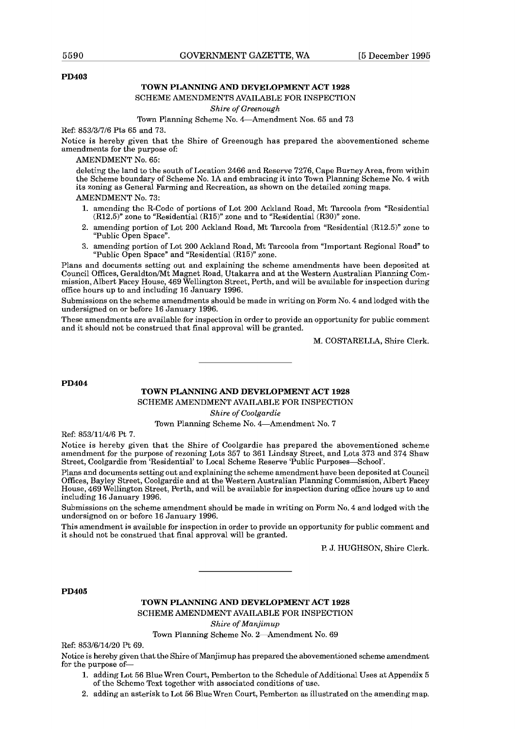**PD403**

## TOWN PLANNING AND DEVELOPMENT ACT 1928

SCHEME AMENDMENTS AVAILABLE FOR INSPECTION

*Shire of Greenough*

Town Planning Scheme No. 4—Amendment Nos. 65 and 73

Ref: 853/3/7/6 Pts 65 and 73.

Notice is hereby given that the Shire of Greenough has prepared the abovementioned scheme amendments for the purpose of:

AMENDMENT No. 65:

deleting the land to the south of Location 2466 and Reserve 7276, Cape Burney Area, from within the Scheme boundary of Scheme No. 1A and embracing it into Town Planning Scheme No. 4 with its zoning as General Farming and Recreation, as shown on the detailed zoning maps.

AMENDMENT No. 73:

1. amending the R-Code of portions of Lot 200 Ackland Road, Mt Tarcoola from "Residential (R12.5)" zone to "Residential (R15)" zone and to "Residential (R30)" zone.
2. amending portion of Lot 200 Ackland Road, Mt Tarcoola from "Residential (R12.5)" zone to "Public Open Space".
3. amending portion of Lot 200 Ackland Road, Mt Tarcoola from "Important Regional Road" to "Public Open Space" and "Residential (R15)" zone.

Plans and documents setting out and explaining the scheme amendments have been deposited at Council Offices, Geraldton/Mt Magnet Road, Utakarra and at the Western Australian Planning Commission, Albert Facey House, 469 Wellington Street, Perth, and will be available for inspection during office hours up to and including 16 January 1996.

Submissions on the scheme amendments should be made in writing on Form No. 4 and lodged with the undersigned on or before 16 January 1996.

These amendments are available for inspection in order to provide an opportunity for public comment and it should not be construed that final approval will be granted.

M. COSTARELLA, Shire Clerk.

---

**PD404**

## TOWN PLANNING AND DEVELOPMENT ACT 1928

SCHEME AMENDMENT AVAILABLE FOR INSPECTION

*Shire of Coolgardie*

Town Planning Scheme No. 4—Amendment No. 7

Ref: 853/11/4/6 Pt 7.

Notice is hereby given that the Shire of Coolgardie has prepared the abovementioned scheme amendment for the purpose of rezoning Lots 357 to 361 Lindsay Street, and Lots 373 and 374 Shaw Street, Coolgardie from 'Residential' to Local Scheme Reserve 'Public Purposes—School'.

Plans and documents setting out and explaining the scheme amendment have been deposited at Council Offices, Bayley Street, Coolgardie and at the Western Australian Planning Commission, Albert Facey House, 469 Wellington Street, Perth, and will be available for inspection during office hours up to and including 16 January 1996.

Submissions on the scheme amendment should be made in writing on Form No. 4 and lodged with the undersigned on or before 16 January 1996.

This amendment is available for inspection in order to provide an opportunity for public comment and it should not be construed that final approval will be granted.

P. J. HUGHSON, Shire Clerk.

---

**PD405**

## TOWN PLANNING AND DEVELOPMENT ACT 1928

SCHEME AMENDMENT AVAILABLE FOR INSPECTION

*Shire of Manjimup*

Town Planning Scheme No. 2—Amendment No. 69

Ref: 853/6/14/20 Pt 69.

Notice is hereby given that the Shire of Manjimup has prepared the abovementioned scheme amendment for the purpose of—

1. adding Lot 56 Blue Wren Court, Pemberton to the Schedule of Additional Uses at Appendix 5 of the Scheme Text together with associated conditions of use.
2. adding an asterisk to Lot 56 Blue Wren Court, Pemberton as illustrated on the amending map.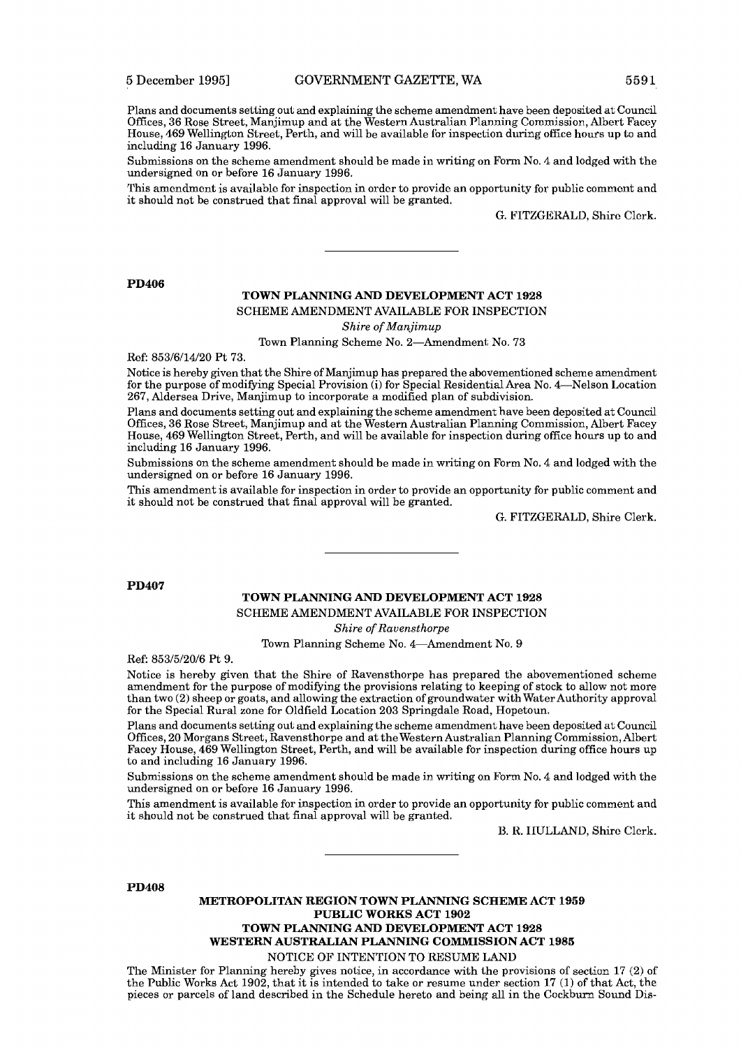Plans and documents setting out and explaining the scheme amendment have been deposited at Council Offices, 36 Rose Street, Manjimup and at the Western Australian Planning Commission, Albert Facey House, 469 Wellington Street, Perth, and will be available for inspection during office hours up to and including 16 January 1996.

Submissions on the scheme amendment should be made in writing on Form No. 4 and lodged with the undersigned on or before 16 January 1996.

This amendment is available for inspection in order to provide an opportunity for public comment and it should not be construed that final approval will be granted.

G. FITZGERALD, Shire Clerk.

---

**PD406**

**TOWN PLANNING AND DEVELOPMENT ACT 1928**

SCHEME AMENDMENT AVAILABLE FOR INSPECTION

*Shire of Manjimup*

Town Planning Scheme No. 2—Amendment No. 73

Ref: 853/6/14/20 Pt 73.

Notice is hereby given that the Shire of Manjimup has prepared the abovementioned scheme amendment for the purpose of modifying Special Provision (i) for Special Residential Area No. 4—Nelson Location 267, Aldersea Drive, Manjimup to incorporate a modified plan of subdivision.

Plans and documents setting out and explaining the scheme amendment have been deposited at Council Offices, 36 Rose Street, Manjimup and at the Western Australian Planning Commission, Albert Facey House, 469 Wellington Street, Perth, and will be available for inspection during office hours up to and including 16 January 1996.

Submissions on the scheme amendment should be made in writing on Form No. 4 and lodged with the undersigned on or before 16 January 1996.

This amendment is available for inspection in order to provide an opportunity for public comment and it should not be construed that final approval will be granted.

G. FITZGERALD, Shire Clerk.

---

**PD407**

**TOWN PLANNING AND DEVELOPMENT ACT 1928**

SCHEME AMENDMENT AVAILABLE FOR INSPECTION

*Shire of Ravensthorpe*

Town Planning Scheme No. 4—Amendment No. 9

Ref: 853/5/20/6 Pt 9.

Notice is hereby given that the Shire of Ravensthorpe has prepared the abovementioned scheme amendment for the purpose of modifying the provisions relating to keeping of stock to allow not more than two (2) sheep or goats, and allowing the extraction of groundwater with Water Authority approval for the Special Rural zone for Oldfield Location 203 Springdale Road, Hopetoun.

Plans and documents setting out and explaining the scheme amendment have been deposited at Council Offices, 20 Morgans Street, Ravensthorpe and at the Western Australian Planning Commission, Albert Facey House, 469 Wellington Street, Perth, and will be available for inspection during office hours up to and including 16 January 1996.

Submissions on the scheme amendment should be made in writing on Form No. 4 and lodged with the undersigned on or before 16 January 1996.

This amendment is available for inspection in order to provide an opportunity for public comment and it should not be construed that final approval will be granted.

B. R. HULLAND, Shire Clerk.

---

**PD408**

**METROPOLITAN REGION TOWN PLANNING SCHEME ACT 1959**
**PUBLIC WORKS ACT 1902**
**TOWN PLANNING AND DEVELOPMENT ACT 1928**
**WESTERN AUSTRALIAN PLANNING COMMISSION ACT 1985**

NOTICE OF INTENTION TO RESUME LAND

The Minister for Planning hereby gives notice, in accordance with the provisions of section 17 (2) of the Public Works Act 1902, that it is intended to take or resume under section 17 (1) of that Act, the pieces or parcels of land described in the Schedule hereto and being all in the Cockburn Sound Dis-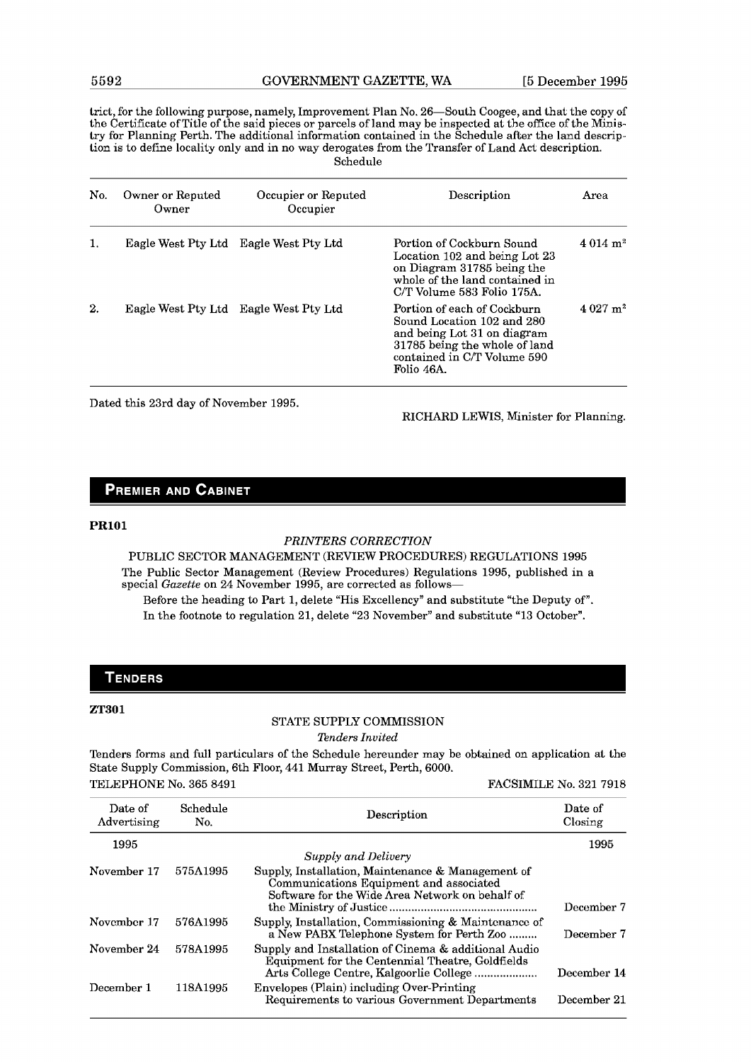trict, for the following purpose, namely, Improvement Plan No. 26—South Coogee, and that the copy of the Certificate of Title of the said pieces or parcels of land may be inspected at the office of the Ministry for Planning Perth. The additional information contained in the Schedule after the land description is to define locality only and in no way derogates from the Transfer of Land Act description.

Schedule

| No. | Owner or Reputed Owner | Occupier or Reputed Occupier | Description | Area |
|---|---|---|---|---|
| 1. | Eagle West Pty Ltd | Eagle West Pty Ltd | Portion of Cockburn Sound Location 102 and being Lot 23 on Diagram 31785 being the whole of the land contained in C/T Volume 583 Folio 175A. | 4 014 m² |
| 2. | Eagle West Pty Ltd | Eagle West Pty Ltd | Portion of each of Cockburn Sound Location 102 and 280 and being Lot 31 on diagram 31785 being the whole of land contained in C/T Volume 590 Folio 46A. | 4 027 m² |

Dated this 23rd day of November 1995.

RICHARD LEWIS, Minister for Planning.

## PREMIER AND CABINET

**PR101**

*PRINTERS CORRECTION*

PUBLIC SECTOR MANAGEMENT (REVIEW PROCEDURES) REGULATIONS 1995

The Public Sector Management (Review Procedures) Regulations 1995, published in a special *Gazette* on 24 November 1995, are corrected as follows—

Before the heading to Part 1, delete "His Excellency" and substitute "the Deputy of".

In the footnote to regulation 21, delete "23 November" and substitute "13 October".

## TENDERS

**ZT301**

STATE SUPPLY COMMISSION

*Tenders Invited*

Tenders forms and full particulars of the Schedule hereunder may be obtained on application at the State Supply Commission, 6th Floor, 441 Murray Street, Perth, 6000.

TELEPHONE No. 365 8491 FACSIMILE No. 321 7918

| Date of Advertising | Schedule No. | Description | Date of Closing |
|---|---|---|---|
| 1995 | | | 1995 |
| | | *Supply and Delivery* | |
| November 17 | 575A1995 | Supply, Installation, Maintenance & Management of Communications Equipment and associated Software for the Wide Area Network on behalf of the Ministry of Justice | December 7 |
| November 17 | 576A1995 | Supply, Installation, Commissioning & Maintenance of a New PABX Telephone System for Perth Zoo | December 7 |
| November 24 | 578A1995 | Supply and Installation of Cinema & additional Audio Equipment for the Centennial Theatre, Goldfields Arts College Centre, Kalgoorlie College | December 14 |
| December 1 | 118A1995 | Envelopes (Plain) including Over-Printing Requirements to various Government Departments | December 21 |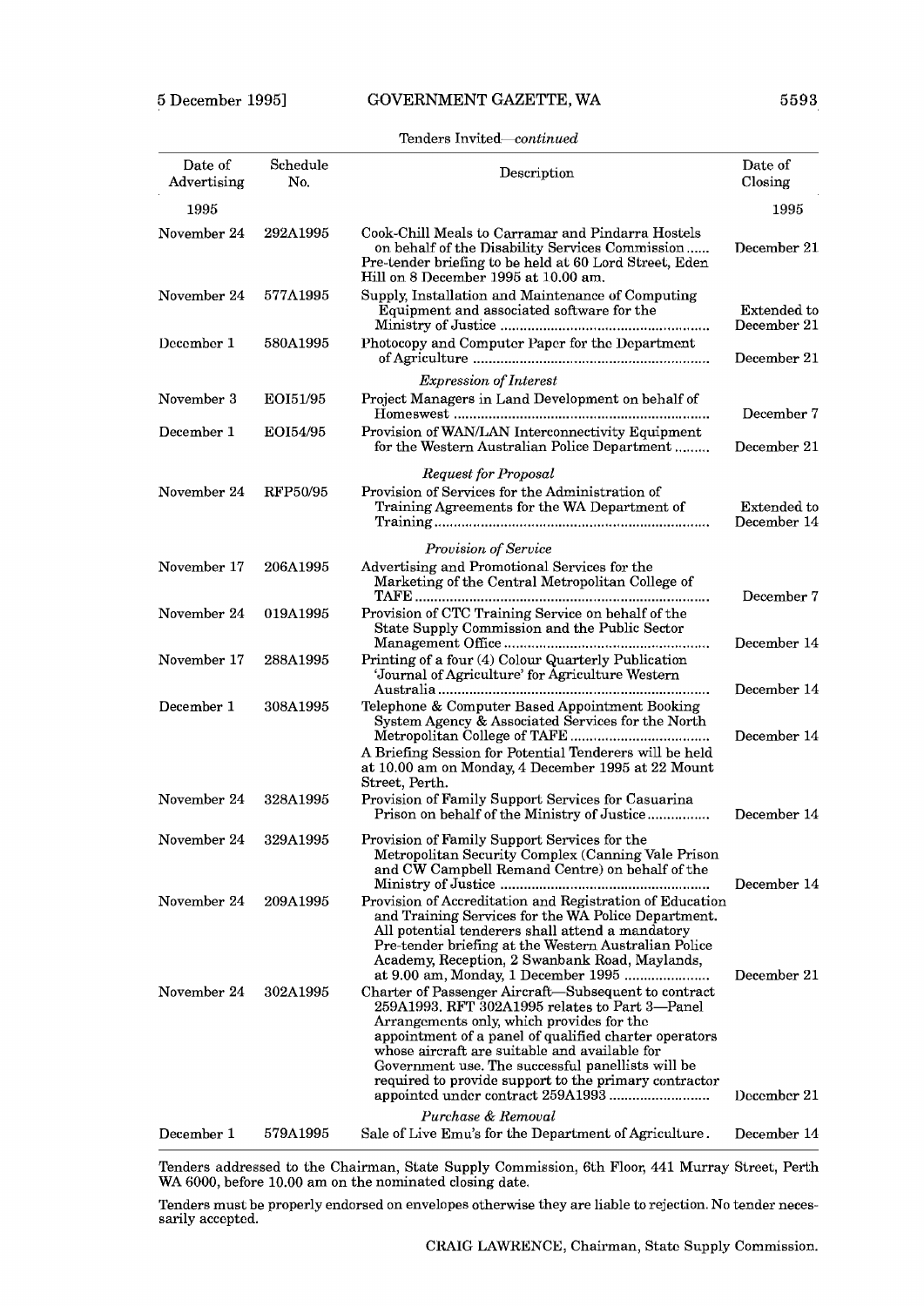Tenders Invited—*continued*

| Date of Advertising | Schedule No. | Description | Date of Closing |
|---|---|---|---|
| 1995 | | | 1995 |
| November 24 | 292A1995 | Cook-Chill Meals to Carramar and Pindarra Hostels on behalf of the Disability Services Commission ...... Pre-tender briefing to be held at 60 Lord Street, Eden Hill on 8 December 1995 at 10.00 am. | December 21 |
| November 24 | 577A1995 | Supply, Installation and Maintenance of Computing Equipment and associated software for the Ministry of Justice ...................................................... | Extended to December 21 |
| December 1 | 580A1995 | Photocopy and Computer Paper for the Department of Agriculture ............................................................ | December 21 |
| | | *Expression of Interest* | |
| November 3 | EOI51/95 | Project Managers in Land Development on behalf of Homeswest ................................................................. | December 7 |
| December 1 | EOI54/95 | Provision of WAN/LAN Interconnectivity Equipment for the Western Australian Police Department ......... | December 21 |
| | | *Request for Proposal* | |
| November 24 | RFP50/95 | Provision of Services for the Administration of Training Agreements for the WA Department of Training ...................................................................... | Extended to December 14 |
| | | *Provision of Service* | |
| November 17 | 206A1995 | Advertising and Promotional Services for the Marketing of the Central Metropolitan College of TAFE ........................................................................... | December 7 |
| November 24 | 019A1995 | Provision of CTC Training Service on behalf of the State Supply Commission and the Public Sector Management Office ..................................................... | December 14 |
| November 17 | 288A1995 | Printing of a four (4) Colour Quarterly Publication 'Journal of Agriculture' for Agriculture Western Australia ....................................................................... | December 14 |
| December 1 | 308A1995 | Telephone & Computer Based Appointment Booking System Agency & Associated Services for the North Metropolitan College of TAFE .................................... A Briefing Session for Potential Tenderers will be held at 10.00 am on Monday, 4 December 1995 at 22 Mount Street, Perth. | December 14 |
| November 24 | 328A1995 | Provision of Family Support Services for Casuarina Prison on behalf of the Ministry of Justice ................ | December 14 |
| November 24 | 329A1995 | Provision of Family Support Services for the Metropolitan Security Complex (Canning Vale Prison and CW Campbell Remand Centre) on behalf of the Ministry of Justice ...................................................... | December 14 |
| November 24 | 209A1995 | Provision of Accreditation and Registration of Education and Training Services for the WA Police Department. All potential tenderers shall attend a mandatory Pre-tender briefing at the Western Australian Police Academy, Reception, 2 Swanbank Road, Maylands, at 9.00 am, Monday, 1 December 1995 ...................... | December 21 |
| November 24 | 302A1995 | Charter of Passenger Aircraft—Subsequent to contract 259A1993. RFT 302A1995 relates to Part 3—Panel Arrangements only, which provides for the appointment of a panel of qualified charter operators whose aircraft are suitable and available for Government use. The successful panellists will be required to provide support to the primary contractor appointed under contract 259A1993 .......................... | December 21 |
| | | *Purchase & Removal* | |
| December 1 | 579A1995 | Sale of Live Emu's for the Department of Agriculture . | December 14 |

Tenders addressed to the Chairman, State Supply Commission, 6th Floor, 441 Murray Street, Perth WA 6000, before 10.00 am on the nominated closing date.

Tenders must be properly endorsed on envelopes otherwise they are liable to rejection. No tender necessarily accepted.

CRAIG LAWRENCE, Chairman, State Supply Commission.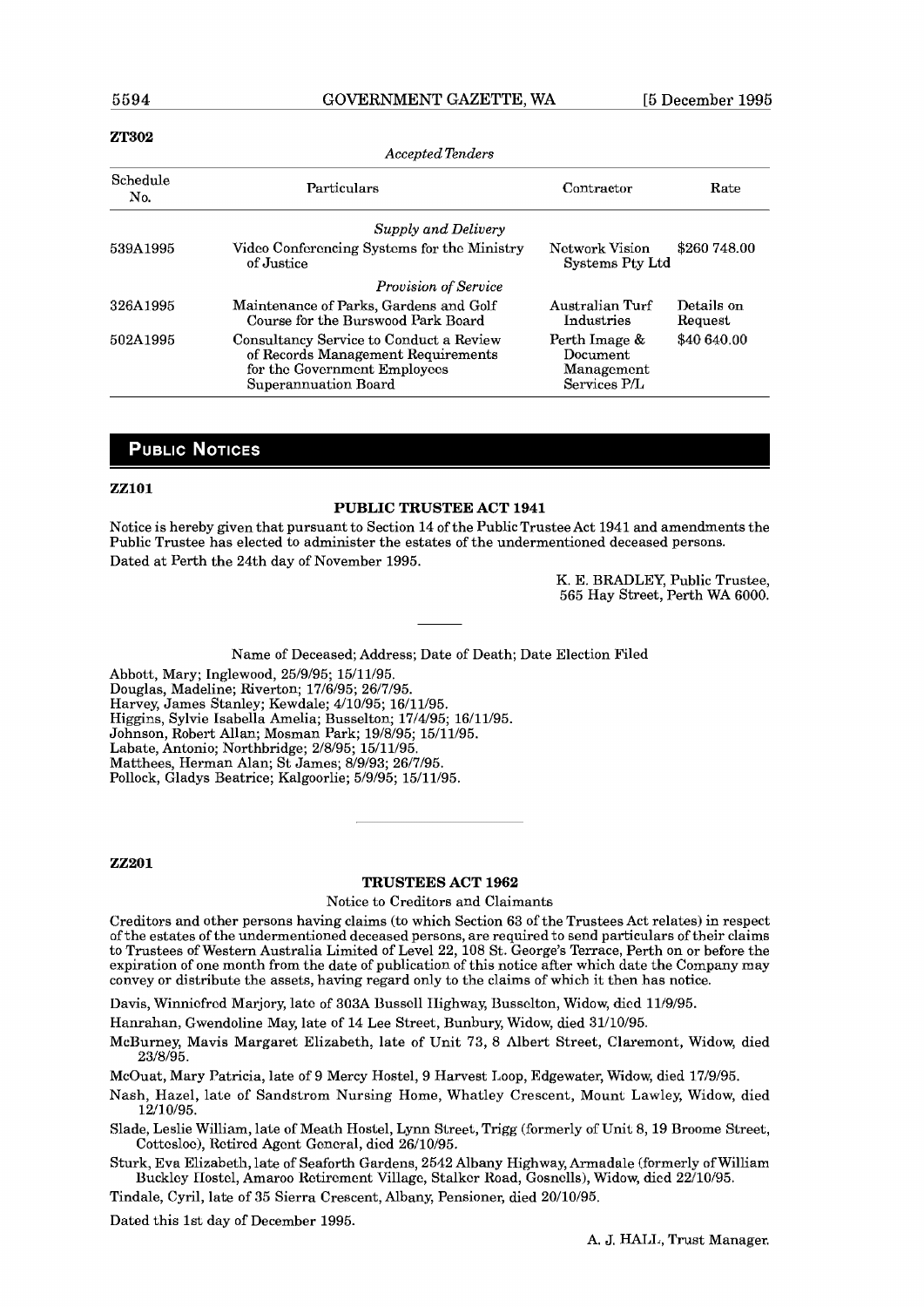**ZT302**

*Accepted Tenders*

| Schedule No. | Particulars | Contractor | Rate |
|---|---|---|---|
| | *Supply and Delivery* | | |
| 539A1995 | Video Conferencing Systems for the Ministry of Justice | Network Vision Systems Pty Ltd | $260 748.00 |
| | *Provision of Service* | | |
| 326A1995 | Maintenance of Parks, Gardens and Golf Course for the Burswood Park Board | Australian Turf Industries | Details on Request |
| 502A1995 | Consultancy Service to Conduct a Review of Records Management Requirements for the Government Employees Superannuation Board | Perth Image & Document Management Services P/L | $40 640.00 |

## PUBLIC NOTICES

**ZZ101**

### PUBLIC TRUSTEE ACT 1941

Notice is hereby given that pursuant to Section 14 of the Public Trustee Act 1941 and amendments the Public Trustee has elected to administer the estates of the undermentioned deceased persons.

Dated at Perth the 24th day of November 1995.

K. E. BRADLEY, Public Trustee,
565 Hay Street, Perth WA 6000.

---

Name of Deceased; Address; Date of Death; Date Election Filed

Abbott, Mary; Inglewood, 25/9/95; 15/11/95.
Douglas, Madeline; Riverton; 17/6/95; 26/7/95.
Harvey, James Stanley; Kewdale; 4/10/95; 16/11/95.
Higgins, Sylvie Isabella Amelia; Busselton; 17/4/95; 16/11/95.
Johnson, Robert Allan; Mosman Park; 19/8/95; 15/11/95.
Labate, Antonio; Northbridge; 2/8/95; 15/11/95.
Matthees, Herman Alan; St James; 8/9/93; 26/7/95.
Pollock, Gladys Beatrice; Kalgoorlie; 5/9/95; 15/11/95.

---

**ZZ201**

### TRUSTEES ACT 1962

Notice to Creditors and Claimants

Creditors and other persons having claims (to which Section 63 of the Trustees Act relates) in respect of the estates of the undermentioned deceased persons, are required to send particulars of their claims to Trustees of Western Australia Limited of Level 22, 108 St. George's Terrace, Perth on or before the expiration of one month from the date of publication of this notice after which date the Company may convey or distribute the assets, having regard only to the claims of which it then has notice.

Davis, Winniefred Marjory, late of 303A Bussell Highway, Busselton, Widow, died 11/9/95.

Hanrahan, Gwendoline May, late of 14 Lee Street, Bunbury, Widow, died 31/10/95.

McBurney, Mavis Margaret Elizabeth, late of Unit 73, 8 Albert Street, Claremont, Widow, died 23/8/95.

McOuat, Mary Patricia, late of 9 Mercy Hostel, 9 Harvest Loop, Edgewater, Widow, died 17/9/95.

Nash, Hazel, late of Sandstrom Nursing Home, Whatley Crescent, Mount Lawley, Widow, died 12/10/95.

Slade, Leslie William, late of Meath Hostel, Lynn Street, Trigg (formerly of Unit 8, 19 Broome Street, Cottesloe), Retired Agent General, died 26/10/95.

Sturk, Eva Elizabeth, late of Seaforth Gardens, 2542 Albany Highway, Armadale (formerly of William Buckley Hostel, Amaroo Retirement Village, Stalker Road, Gosnells), Widow, died 22/10/95.

Tindale, Cyril, late of 35 Sierra Crescent, Albany, Pensioner, died 20/10/95.

Dated this 1st day of December 1995.

A. J. HALL, Trust Manager.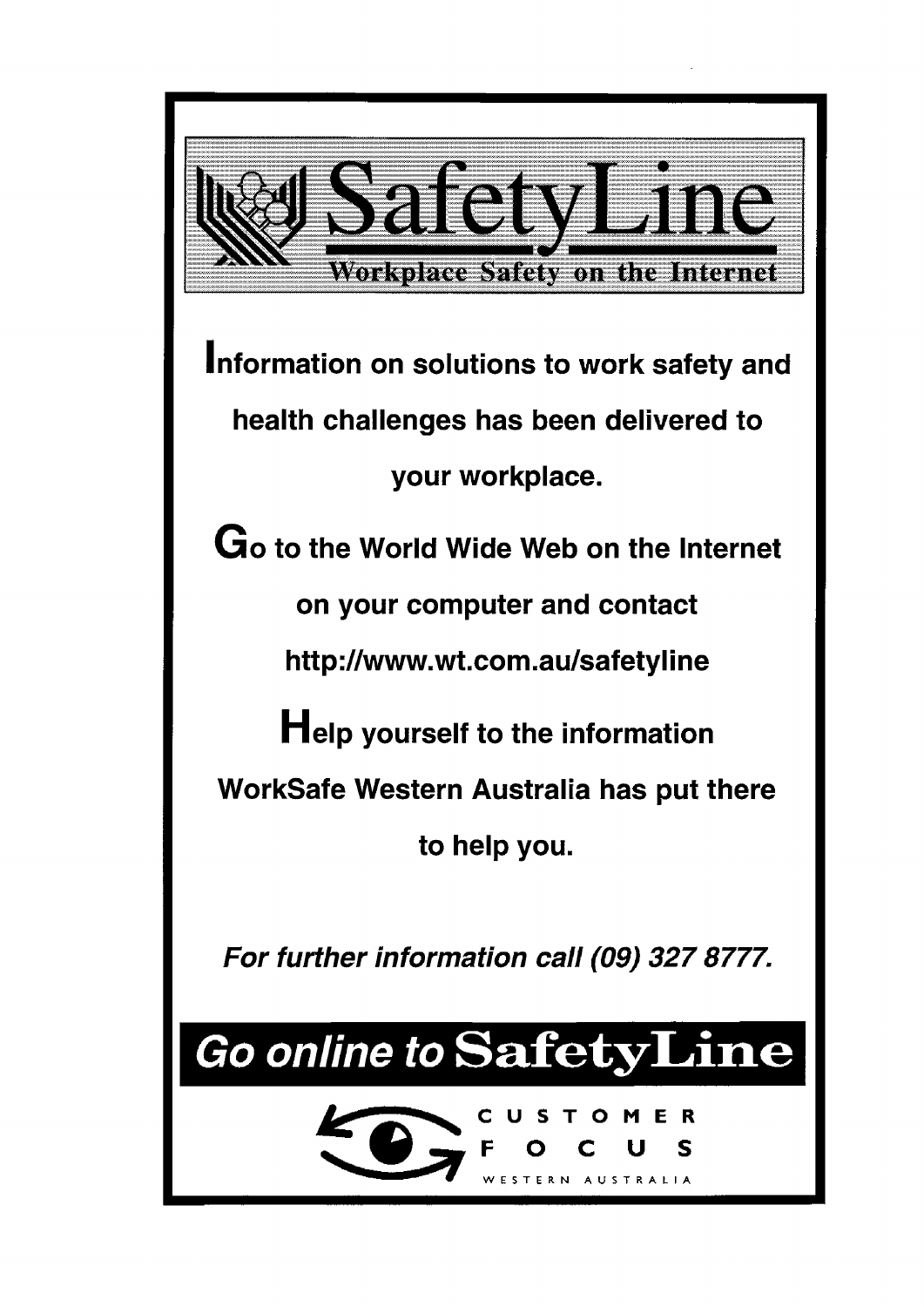# SafetyLine

## Workplace Safety on the Internet

**Information on solutions to work safety and health challenges has been delivered to your workplace.**

**Go to the World Wide Web on the Internet on your computer and contact http://www.wt.com.au/safetyline**

**Help yourself to the information WorkSafe Western Australia has put there to help you.**

***For further information call (09) 327 8777.***

## Go online to SafetyLine

CUSTOMER FOCUS
WESTERN AUSTRALIA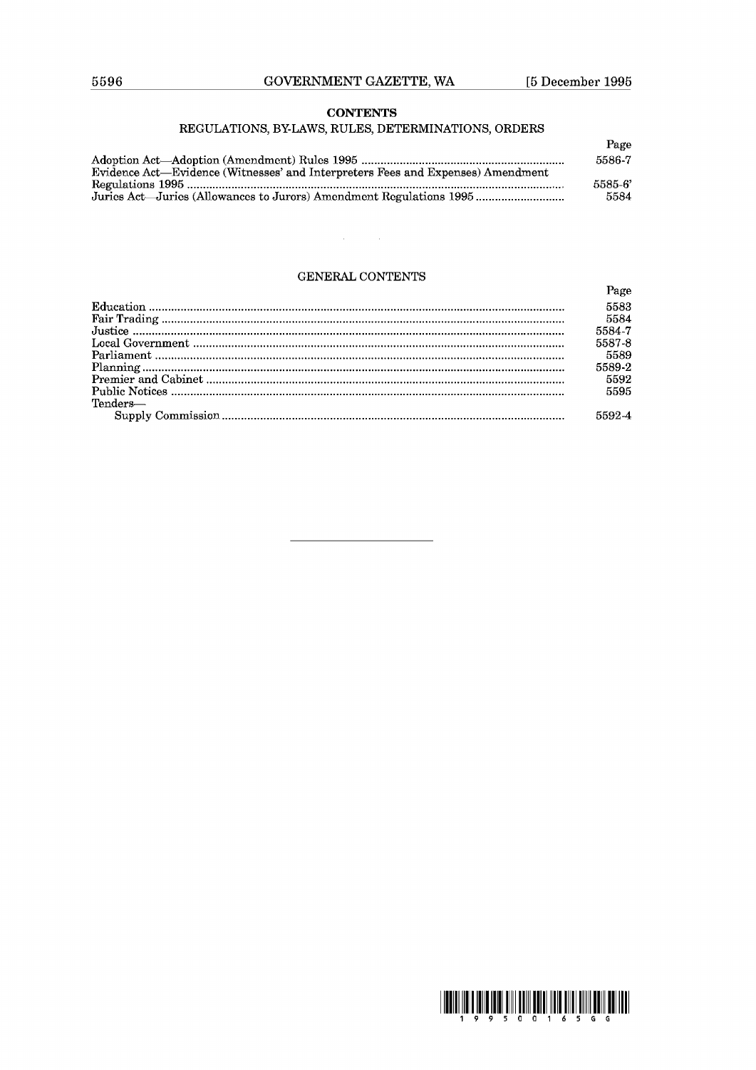# CONTENTS

## REGULATIONS, BY-LAWS, RULES, DETERMINATIONS, ORDERS

| | Page |
|---|---|
| Adoption Act—Adoption (Amendment) Rules 1995 | 5586-7 |
| Evidence Act—Evidence (Witnesses' and Interpreters Fees and Expenses) Amendment Regulations 1995 | 5585-6' |
| Juries Act—Juries (Allowances to Jurors) Amendment Regulations 1995 | 5584 |

## GENERAL CONTENTS

| | Page |
|---|---|
| Education | 5583 |
| Fair Trading | 5584 |
| Justice | 5584-7 |
| Local Government | 5587-8 |
| Parliament | 5589 |
| Planning | 5589-2 |
| Premier and Cabinet | 5592 |
| Public Notices | 5595 |
| Tenders— | |
| Supply Commission | 5592-4 |

1 9 9 5 0 0 1 6 5 G G